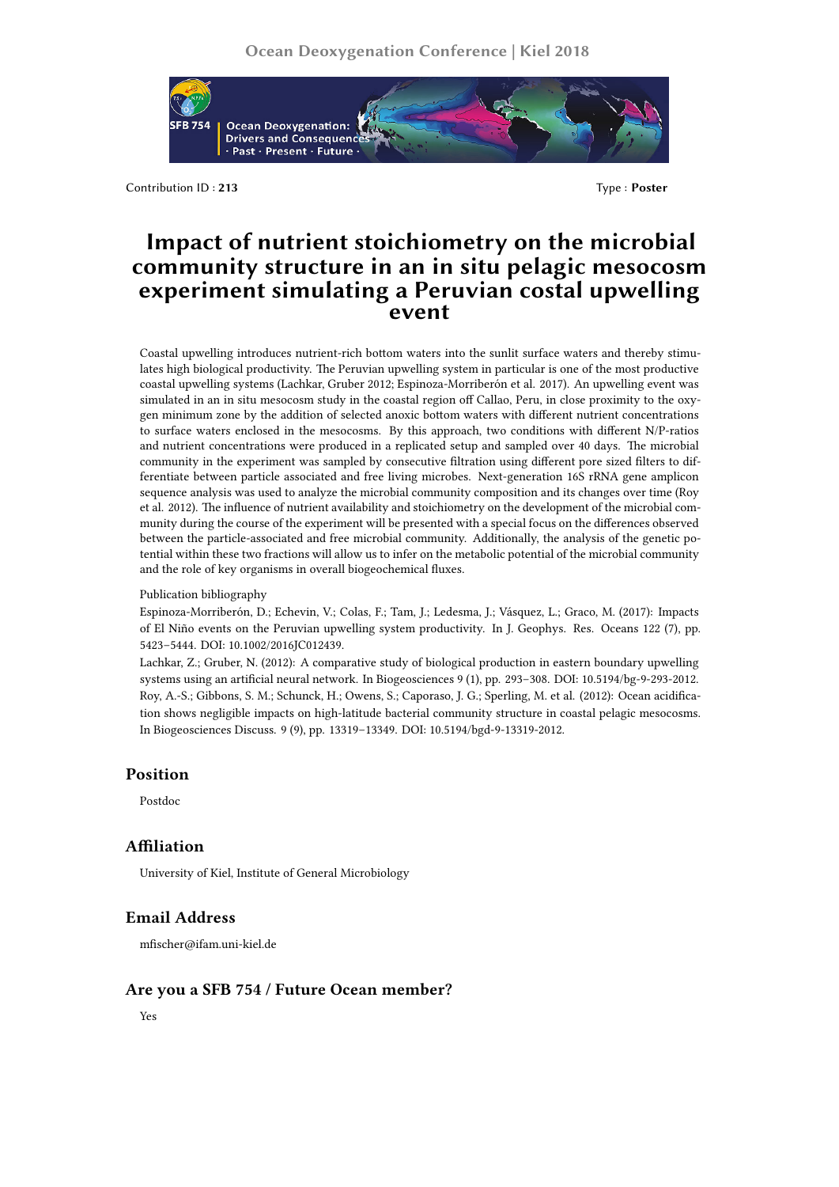Contribution ID : **213**

Type : **Poster**

# Impact of nutrient stoichiometry on the microbial community structure in an in situ pelagic mesocosm experiment simulating a Peruvian costal upwelling event

Coastal upwelling introduces nutrient-rich bottom waters into the sunlit surface waters and thereby stimulates high biological productivity. The Peruvian upwelling system in particular is one of the most productive coastal upwelling systems (Lachkar, Gruber 2012; Espinoza-Morriberón et al. 2017). An upwelling event was simulated in an in situ mesocosm study in the coastal region off Callao, Peru, in close proximity to the oxygen minimum zone by the addition of selected anoxic bottom waters with different nutrient concentrations to surface waters enclosed in the mesocosms. By this approach, two conditions with different N/P-ratios and nutrient concentrations were produced in a replicated setup and sampled over 40 days. The microbial community in the experiment was sampled by consecutive filtration using different pore sized filters to differentiate between particle associated and free living microbes. Next-generation 16S rRNA gene amplicon sequence analysis was used to analyze the microbial community composition and its changes over time (Roy et al. 2012). The influence of nutrient availability and stoichiometry on the development of the microbial community during the course of the experiment will be presented with a special focus on the differences observed between the particle-associated and free microbial community. Additionally, the analysis of the genetic potential within these two fractions will allow us to infer on the metabolic potential of the microbial community and the role of key organisms in overall biogeochemical fluxes.

Publication bibliography

Espinoza-Morriberón, D.; Echevin, V.; Colas, F.; Tam, J.; Ledesma, J.; Vásquez, L.; Graco, M. (2017): Impacts of El Niño events on the Peruvian upwelling system productivity. In J. Geophys. Res. Oceans 122 (7), pp. 5423–5444. DOI: 10.1002/2016JC012439.

Lachkar, Z.; Gruber N. (2012): A comparative study of biological production in eastern boundary upwelling systems using an artificial neural network. In Biogeosciences 9 (1), pp. 293–308. DOI: 10.5194/bg-9-293-2012.

Roy, A.-S.; Gibbons, S. M.; Schunck, H.; Owens, S.; Caporaso, J. G.; Sperling, M. et al. (2012): Ocean acidification shows negligible impacts on high-latitude bacterial community structure in coastal pelagic mesocosms. In Biogeosciences Discuss. 9 (9), pp. 13319–13349. DOI: 10.5194/bgd-9-13319-2012.

## Position

Postdoc

## Affiliation

University of Kiel, Institute of General Microbiology

## Email Address

mfischer@ifam.uni-kiel.de

## Are you a SFB 754 / Future Ocean member?

Yes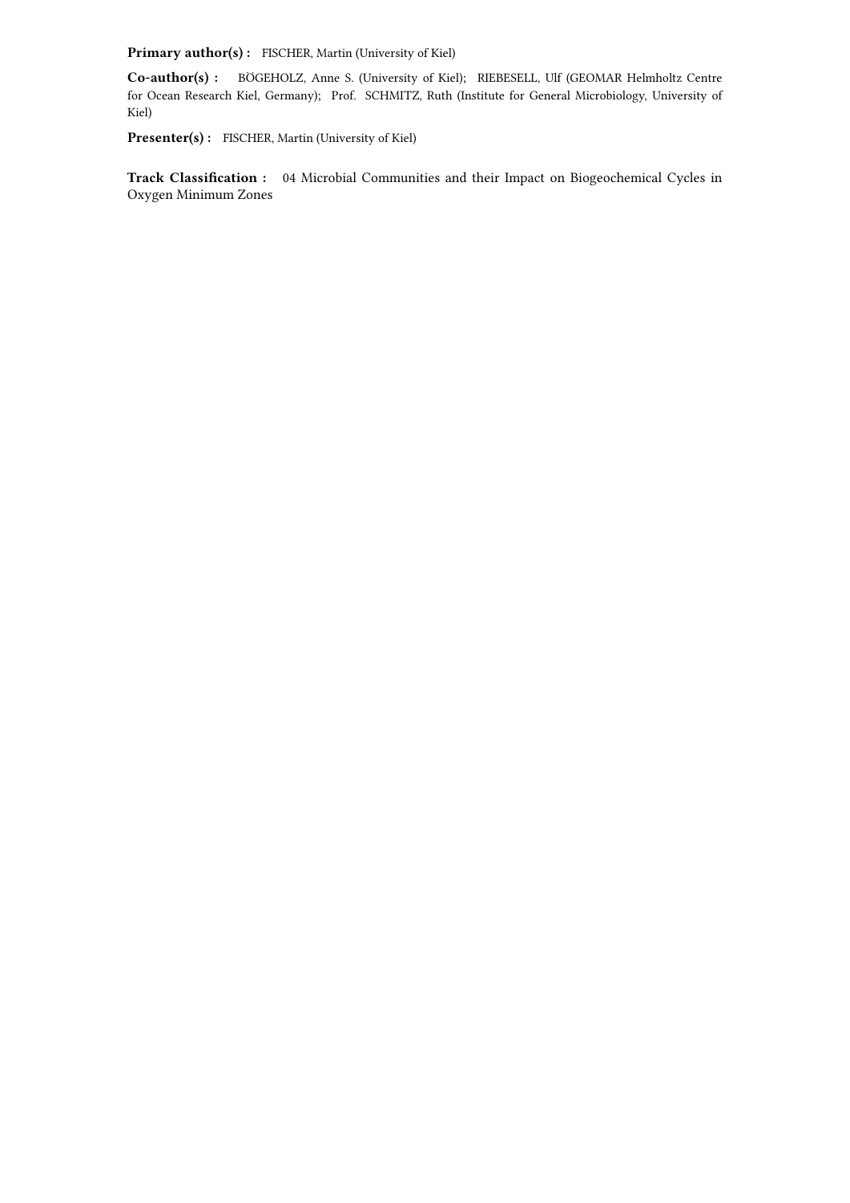**Primary author(s) :** FISCHER, Martin (University of Kiel)

**Co-author(s) :** BÖGEHOLZ, Anne S. (University of Kiel); RIEBESELL, Ulf (GEOMAR Helmholtz Centre for Ocean Research Kiel, Germany); Prof. SCHMITZ, Ruth (Institute for General Microbiology, University of Kiel)

**Presenter(s) :** FISCHER, Martin (University of Kiel)

**Track Classification :** 04 Microbial Communities and their Impact on Biogeochemical Cycles in Oxygen Minimum Zones